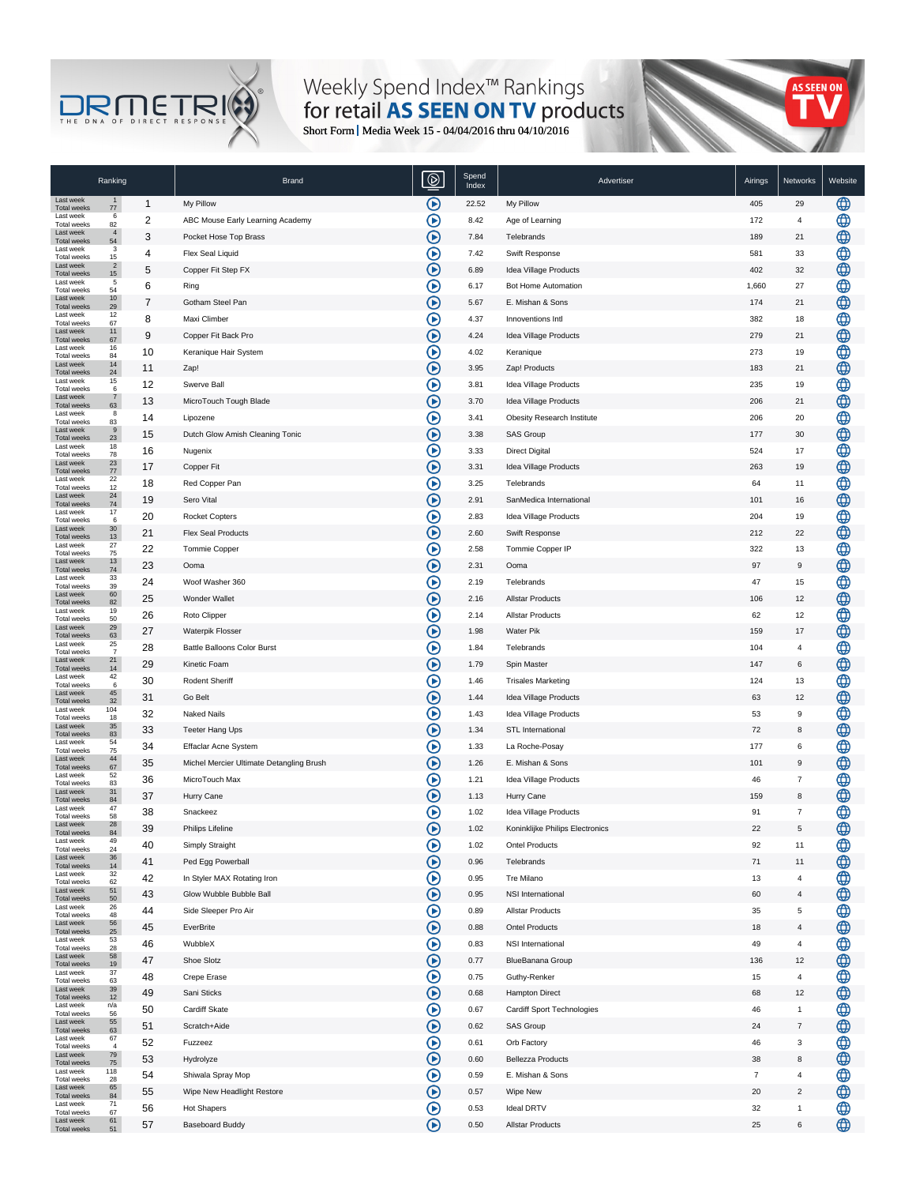# Weekly Spend Index™ Rankings for retail AS SEEN ON TV products

Short Form | Media Week 15 - 04/04/2016 thru 04/10/2016

| Last week | Total weeks | Ranking | Brand | Spend Index | Advertiser | Airings | Networks |
|---|---|---|---|---|---|---|---|
| 1 | 77 | 1 | My Pillow | 22.52 | My Pillow | 405 | 29 |
| 6 | 82 | 2 | ABC Mouse Early Learning Academy | 8.42 | Age of Learning | 172 | 4 |
| 4 | 54 | 3 | Pocket Hose Top Brass | 7.84 | Telebrands | 189 | 21 |
| 3 | 15 | 4 | Flex Seal Liquid | 7.42 | Swift Response | 581 | 33 |
| 2 | 15 | 5 | Copper Fit Step FX | 6.89 | Idea Village Products | 402 | 32 |
| 5 | 54 | 6 | Ring | 6.17 | Bot Home Automation | 1,660 | 27 |
| 10 | 29 | 7 | Gotham Steel Pan | 5.67 | E. Mishan & Sons | 174 | 21 |
| 12 | 67 | 8 | Maxi Climber | 4.37 | Innoventions Intl | 382 | 18 |
| 11 | 67 | 9 | Copper Fit Back Pro | 4.24 | Idea Village Products | 279 | 21 |
| 16 | 84 | 10 | Keranique Hair System | 4.02 | Keranique | 273 | 19 |
| 14 | 24 | 11 | Zap! | 3.95 | Zap! Products | 183 | 21 |
| 15 | 6 | 12 | Swerve Ball | 3.81 | Idea Village Products | 235 | 19 |
| 7 | 63 | 13 | MicroTouch Tough Blade | 3.70 | Idea Village Products | 206 | 21 |
| 8 | 83 | 14 | Lipozene | 3.41 | Obesity Research Institute | 206 | 20 |
| 9 | 23 | 15 | Dutch Glow Amish Cleaning Tonic | 3.38 | SAS Group | 177 | 30 |
| 18 | 78 | 16 | Nugenix | 3.33 | Direct Digital | 524 | 17 |
| 23 | 77 | 17 | Copper Fit | 3.31 | Idea Village Products | 263 | 19 |
| 22 | 12 | 18 | Red Copper Pan | 3.25 | Telebrands | 64 | 11 |
| 24 | 74 | 19 | Sero Vital | 2.91 | SanMedica International | 101 | 16 |
| 17 | 6 | 20 | Rocket Copters | 2.83 | Idea Village Products | 204 | 19 |
| 30 | 13 | 21 | Flex Seal Products | 2.60 | Swift Response | 212 | 22 |
| 27 | 75 | 22 | Tommie Copper | 2.58 | Tommie Copper IP | 322 | 13 |
| 13 | 74 | 23 | Ooma | 2.31 | Ooma | 97 | 9 |
| 33 | 39 | 24 | Woof Washer 360 | 2.19 | Telebrands | 47 | 15 |
| 60 | 82 | 25 | Wonder Wallet | 2.16 | Allstar Products | 106 | 12 |
| 19 | 50 | 26 | Roto Clipper | 2.14 | Allstar Products | 62 | 12 |
| 29 | 63 | 27 | Waterpik Flosser | 1.98 | Water Pik | 159 | 17 |
| 25 | 7 | 28 | Battle Balloons Color Burst | 1.84 | Telebrands | 104 | 4 |
| 21 | 14 | 29 | Kinetic Foam | 1.79 | Spin Master | 147 | 6 |
| 42 | 6 | 30 | Rodent Sheriff | 1.46 | Trisales Marketing | 124 | 13 |
| 45 | 32 | 31 | Go Belt | 1.44 | Idea Village Products | 63 | 12 |
| 104 | 18 | 32 | Naked Nails | 1.43 | Idea Village Products | 53 | 9 |
| 35 | 83 | 33 | Teeter Hang Ups | 1.34 | STL International | 72 | 8 |
| 54 | 75 | 34 | Effaclar Acne System | 1.33 | La Roche-Posay | 177 | 6 |
| 44 | 67 | 35 | Michel Mercier Ultimate Detangling Brush | 1.26 | E. Mishan & Sons | 101 | 9 |
| 52 | 83 | 36 | MicroTouch Max | 1.21 | Idea Village Products | 46 | 7 |
| 31 | 84 | 37 | Hurry Cane | 1.13 | Hurry Cane | 159 | 8 |
| 47 | 58 | 38 | Snackeez | 1.02 | Idea Village Products | 91 | 7 |
| 28 | 84 | 39 | Philips Lifeline | 1.02 | Koninklijke Philips Electronics | 22 | 5 |
| 49 | 24 | 40 | Simply Straight | 1.02 | Ontel Products | 92 | 11 |
| 36 | 14 | 41 | Ped Egg Powerball | 0.96 | Telebrands | 71 | 11 |
| 32 | 62 | 42 | In Styler MAX Rotating Iron | 0.95 | Tre Milano | 13 | 4 |
| 51 | 50 | 43 | Glow Wubble Bubble Ball | 0.95 | NSI International | 60 | 4 |
| 26 | 48 | 44 | Side Sleeper Pro Air | 0.89 | Allstar Products | 35 | 5 |
| 56 | 25 | 45 | EverBrite | 0.88 | Ontel Products | 18 | 4 |
| 53 | 28 | 46 | WubbleX | 0.83 | NSI International | 49 | 4 |
| 58 | 19 | 47 | Shoe Slotz | 0.77 | BlueBanana Group | 136 | 12 |
| 37 | 63 | 48 | Crepe Erase | 0.75 | Guthy-Renker | 15 | 4 |
| 39 | 12 | 49 | Sani Sticks | 0.68 | Hampton Direct | 68 | 12 |
| n/a | 56 | 50 | Cardiff Skate | 0.67 | Cardiff Sport Technologies | 46 | 1 |
| 55 | 63 | 51 | Scratch+Aide | 0.62 | SAS Group | 24 | 7 |
| 67 | 4 | 52 | Fuzzeez | 0.61 | Orb Factory | 46 | 3 |
| 79 | 75 | 53 | Hydrolyze | 0.60 | Bellezza Products | 38 | 8 |
| 118 | 28 | 54 | Shiwala Spray Mop | 0.59 | E. Mishan & Sons | 7 | 4 |
| 65 | 84 | 55 | Wipe New Headlight Restore | 0.57 | Wipe New | 20 | 2 |
| 71 | 67 | 56 | Hot Shapers | 0.53 | Ideal DRTV | 32 | 1 |
| 61 | 51 | 57 | Baseboard Buddy | 0.50 | Allstar Products | 25 | 6 |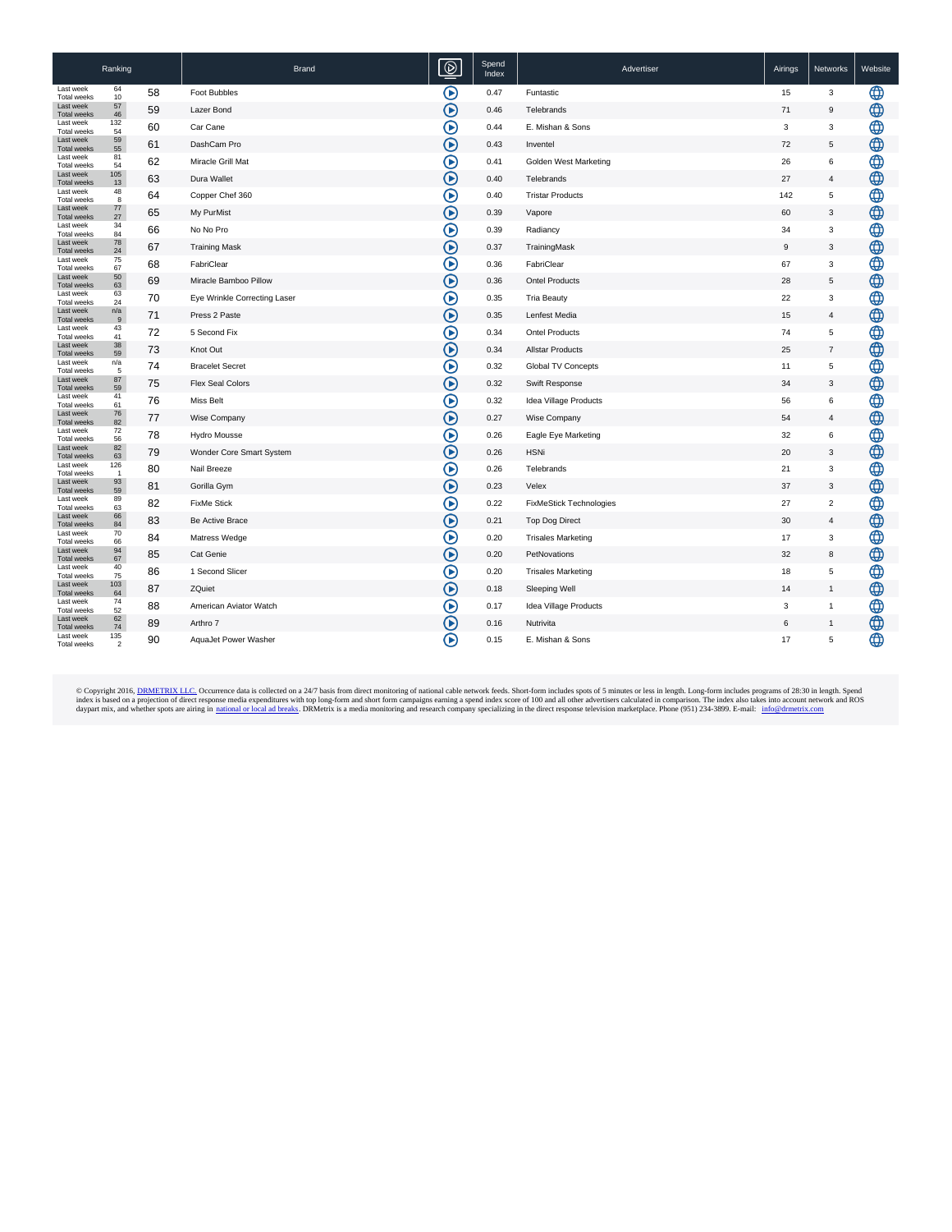| Ranking | | | Brand | | Spend Index | Advertiser | Airings | Networks | Website |
|---|---|---|---|---|---|---|---|---|---|
| Last week<br>Total weeks | 64<br>10 | 58 | Foot Bubbles | | 0.47 | Funtastic | 15 | 3 | |
| Last week<br>Total weeks | 57<br>46 | 59 | Lazer Bond | | 0.46 | Telebrands | 71 | 9 | |
| Last week<br>Total weeks | 132<br>54 | 60 | Car Cane | | 0.44 | E. Mishan & Sons | 3 | 3 | |
| Last week<br>Total weeks | 59<br>55 | 61 | DashCam Pro | | 0.43 | Inventel | 72 | 5 | |
| Last week<br>Total weeks | 81<br>54 | 62 | Miracle Grill Mat | | 0.41 | Golden West Marketing | 26 | 6 | |
| Last week<br>Total weeks | 105<br>13 | 63 | Dura Wallet | | 0.40 | Telebrands | 27 | 4 | |
| Last week<br>Total weeks | 48<br>8 | 64 | Copper Chef 360 | | 0.40 | Tristar Products | 142 | 5 | |
| Last week<br>Total weeks | 77<br>27 | 65 | My PurMist | | 0.39 | Vapore | 60 | 3 | |
| Last week<br>Total weeks | 34<br>84 | 66 | No No Pro | | 0.39 | Radiancy | 34 | 3 | |
| Last week<br>Total weeks | 78<br>24 | 67 | Training Mask | | 0.37 | TrainingMask | 9 | 3 | |
| Last week<br>Total weeks | 75<br>67 | 68 | FabriClear | | 0.36 | FabriClear | 67 | 3 | |
| Last week<br>Total weeks | 50<br>63 | 69 | Miracle Bamboo Pillow | | 0.36 | Ontel Products | 28 | 5 | |
| Last week<br>Total weeks | 63<br>24 | 70 | Eye Wrinkle Correcting Laser | | 0.35 | Tria Beauty | 22 | 3 | |
| Last week<br>Total weeks | n/a<br>9 | 71 | Press 2 Paste | | 0.35 | Lenfest Media | 15 | 4 | |
| Last week<br>Total weeks | 43<br>41 | 72 | 5 Second Fix | | 0.34 | Ontel Products | 74 | 5 | |
| Last week<br>Total weeks | 38<br>59 | 73 | Knot Out | | 0.34 | Allstar Products | 25 | 7 | |
| Last week<br>Total weeks | n/a<br>5 | 74 | Bracelet Secret | | 0.32 | Global TV Concepts | 11 | 5 | |
| Last week<br>Total weeks | 87<br>59 | 75 | Flex Seal Colors | | 0.32 | Swift Response | 34 | 3 | |
| Last week<br>Total weeks | 41<br>61 | 76 | Miss Belt | | 0.32 | Idea Village Products | 56 | 6 | |
| Last week<br>Total weeks | 76<br>82 | 77 | Wise Company | | 0.27 | Wise Company | 54 | 4 | |
| Last week<br>Total weeks | 72<br>56 | 78 | Hydro Mousse | | 0.26 | Eagle Eye Marketing | 32 | 6 | |
| Last week<br>Total weeks | 82<br>63 | 79 | Wonder Core Smart System | | 0.26 | HSNi | 20 | 3 | |
| Last week<br>Total weeks | 126<br>1 | 80 | Nail Breeze | | 0.26 | Telebrands | 21 | 3 | |
| Last week<br>Total weeks | 93<br>59 | 81 | Gorilla Gym | | 0.23 | Velex | 37 | 3 | |
| Last week<br>Total weeks | 89<br>63 | 82 | FixMe Stick | | 0.22 | FixMeStick Technologies | 27 | 2 | |
| Last week<br>Total weeks | 66<br>84 | 83 | Be Active Brace | | 0.21 | Top Dog Direct | 30 | 4 | |
| Last week<br>Total weeks | 70<br>66 | 84 | Matress Wedge | | 0.20 | Trisales Marketing | 17 | 3 | |
| Last week<br>Total weeks | 94<br>67 | 85 | Cat Genie | | 0.20 | PetNovations | 32 | 8 | |
| Last week<br>Total weeks | 40<br>75 | 86 | 1 Second Slicer | | 0.20 | Trisales Marketing | 18 | 5 | |
| Last week<br>Total weeks | 103<br>64 | 87 | ZQuiet | | 0.18 | Sleeping Well | 14 | 1 | |
| Last week<br>Total weeks | 74<br>52 | 88 | American Aviator Watch | | 0.17 | Idea Village Products | 3 | 1 | |
| Last week<br>Total weeks | 62<br>74 | 89 | Arthro 7 | | 0.16 | Nutrivita | 6 | 1 | |
| Last week<br>Total weeks | 135<br>2 | 90 | AquaJet Power Washer | | 0.15 | E. Mishan & Sons | 17 | 5 | |

© Copyright 2016, DRMETRIX LLC. Occurrence data is collected on a 24/7 basis from direct monitoring of national cable network feeds. Short-form includes spots of 5 minutes or less in length. Long-form includes programs of 28:30 in length. Spend index is based on a projection of direct response media expenditures with top long-form and short form campaigns earning a spend index score of 100 and all other advertisers calculated in comparison. The index also takes into account network and ROS daypart mix, and whether spots are airing in national or local ad breaks. DRMetrix is a media monitoring and research company specializing in the direct response television marketplace. Phone (951) 234-3899. E-mail: info@drmetrix.com